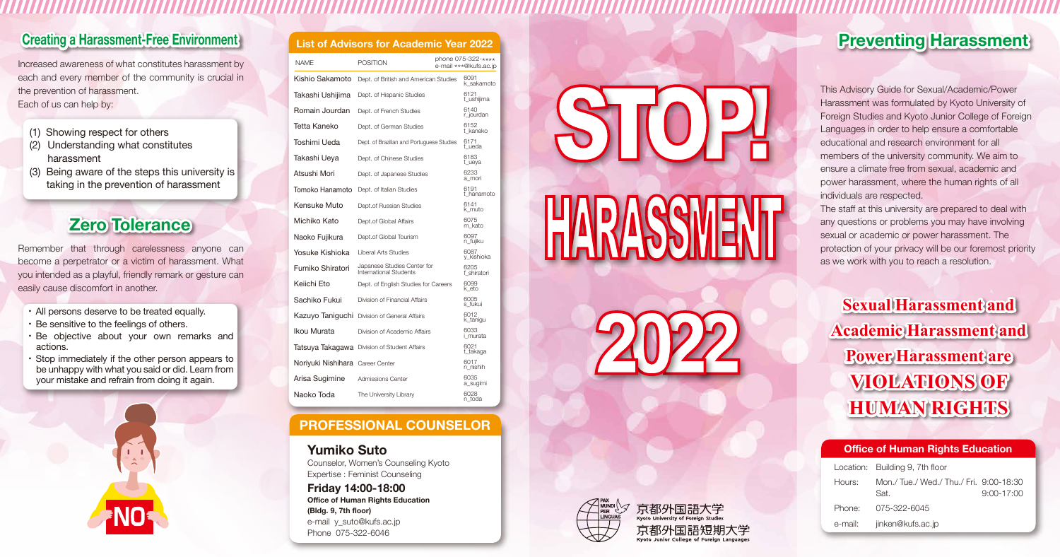## Creating a Harassment-Free Environment

Increased awareness of what constitutes harassment by each and every member of the community is crucial in the prevention of harassment.
Each of us can help by:

(1) Showing respect for others
(2) Understanding what constitutes harassment
(3) Being aware of the steps this university is taking in the prevention of harassment

## Zero Tolerance

Remember that through carelessness anyone can become a perpetrator or a victim of harassment. What you intended as a playful, friendly remark or gesture can easily cause discomfort in another.

- All persons deserve to be treated equally.
- Be sensitive to the feelings of others.
- Be objective about your own remarks and actions.
- Stop immediately if the other person appears to be unhappy with what you said or did. Learn from your mistake and refrain from doing it again.

NO

## List of Advisors for Academic Year 2022

| NAME | POSITION | phone 075-322-**** e-mail ***@kufs.ac.jp |
|---|---|---|
| Kishio Sakamoto | Dept. of British and American Studies | 6091 k_sakamoto |
| Takashi Ushijima | Dept. of Hispanic Studies | 6121 t_ushijima |
| Romain Jourdan | Dept. of French Studies | 6140 r_jourdan |
| Tetta Kaneko | Dept. of German Studies | 6152 t_kaneko |
| Toshimi Ueda | Dept. of Brazilian and Portuguese Studies | 6171 t_ueda |
| Takashi Ueya | Dept. of Chinese Studies | 6183 t_ueya |
| Atsushi Mori | Dept. of Japanese Studies | 6233 a_mori |
| Tomoko Hanamoto | Dept. of Italian Studies | 6191 t_hanamoto |
| Kensuke Muto | Dept.of Russian Studies | 6141 k_muto |
| Michiko Kato | Dept.of Global Affairs | 6075 m_kato |
| Naoko Fujikura | Dept.of Global Tourism | 6097 n_fujiku |
| Yosuke Kishioka | Liberal Arts Studies | 6087 y_kishioka |
| Fumiko Shiratori | Japanese Studies Center for International Students | 6205 f_shiratori |
| Keiichi Eto | Dept. of English Studies for Careers | 6099 k_eto |
| Sachiko Fukui | Division of Financial Affairs | 6005 s_fukui |
| Kazuyo Taniguchi | Division of General Affairs | 6012 k_tanigu |
| Ikou Murata | Division of Academic Affairs | 6033 i_murata |
| Tatsuya Takagawa | Division of Student Affairs | 6021 t_takaga |
| Noriyuki Nishihara | Career Center | 6017 n_nishih |
| Arisa Sugimine | Admissions Center | 6035 a_sugimi |
| Naoko Toda | The University Library | 6028 n_toda |

## PROFESSIONAL COUNSELOR

**Yumiko Suto**
Counselor, Women's Counseling Kyoto
Expertise : Feminist Counseling

**Friday 14:00-18:00**
**Office of Human Rights Education (Bldg. 9, 7th floor)**
e-mail y_suto@kufs.ac.jp
Phone 075-322-6046

# STOP! HARASSMENT 2022

PAX MUNDI PER LINGUAS
京都外国語大学 Kyoto University of Foreign Studies
京都外国語短期大学 Kyoto Junior College of Foreign Languages

## Preventing Harassment

This Advisory Guide for Sexual/Academic/Power Harassment was formulated by Kyoto University of Foreign Studies and Kyoto Junior College of Foreign Languages in order to help ensure a comfortable educational and research environment for all members of the university community. We aim to ensure a climate free from sexual, academic and power harassment, where the human rights of all individuals are respected.
The staff at this university are prepared to deal with any questions or problems you may have involving sexual or academic or power harassment. The protection of your privacy will be our foremost priority as we work with you to reach a resolution.

**Sexual Harassment and Academic Harassment and Power Harassment are VIOLATIONS OF HUMAN RIGHTS**

### Office of Human Rights Education

| | |
|---|---|
| Location: | Building 9, 7th floor |
| Hours: | Mon./ Tue./ Wed./ Thu./ Fri. 9:00-18:30<br>Sat. 9:00-17:00 |
| Phone: | 075-322-6045 |
| e-mail: | jinken@kufs.ac.jp |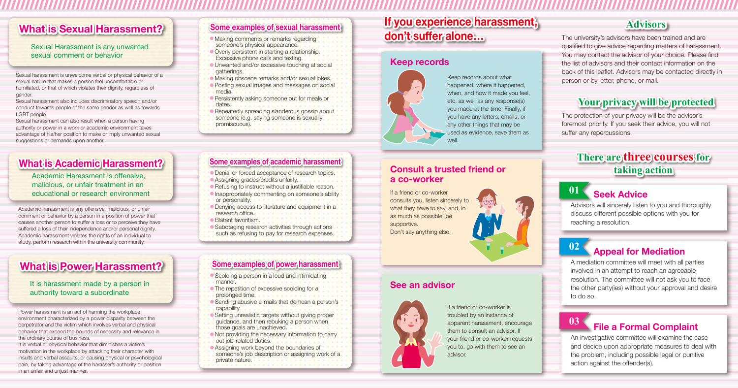## What is Sexual Harassment?

Sexual Harassment is any unwanted sexual comment or behavior

Sexual harassment is unwelcome verbal or physical behavior of a sexual nature that makes a person feel uncomfortable or humiliated, or that of which violates their dignity, regardless of gender.

Sexual harassment also includes discriminatory speech and/or conduct towards people of the same gender as well as towards LGBT people.

Sexual harassment can also result when a person having authority or power in a work or academic environment takes advantage of his/her position to make or imply unwanted sexual suggestions or demands upon another.

### Some examples of sexual harassment

- Making comments or remarks regarding someone's physical appearance.
- Overly persistent in starting a relationship. Excessive phone calls and texting.
- Unwanted and/or excessive touching at social gatherings.
- Making obscene remarks and/or sexual jokes.
- Posting sexual images and messages on social media.
- Persistently asking someone out for meals or dates.
- Repeatedly spreading slanderous gossip about someone (e.g. saying someone is sexually promiscuous).

## What is Academic Harassment?

Academic Harassment is offensive, malicious, or unfair treatment in an educational or research environment

Academic harassment is any offensive, malicious, or unfair comment or behavior by a person in a position of power that causes another person to suffer a loss or to perceive they have suffered a loss of their independence and/or personal dignity. Academic harassment violates the rights of an individual to study, perform research within the university community.

### Some examples of academic harassment

- Denial or forced acceptance of research topics.
- Assigning grades/credits unfairly.
- Refusing to instruct without a justifiable reason.
- Inappropriately commenting on someone's ability or personality.
- Denying access to literature and equipment in a research office.
- Blatant favoritism.
- Sabotaging research activities through actions such as refusing to pay for research expenses.

## What is Power Harassment?

It is harassment made by a person in authority toward a subordinate

Power harassment is an act of harming the workplace environment characterized by a power disparity between the perpetrator and the victim which involves verbal and physical behavior that exceed the bounds of necessity and relevance in the ordinary course of business.

It is verbal or physical behavior that diminishes a victim's motivation in the workplace by attacking their character with insults and verbal assaults, or causing physical or psychological pain, by taking advantage of the harasser's authority or position in an unfair and unjust manner.

### Some examples of power harassment

- Scolding a person in a loud and intimidating manner.
- The repetition of excessive scolding for a prolonged time.
- Sending abusive e-mails that demean a person's capability.
- Setting unrealistic targets without giving proper guidance, and then rebuking a person when those goals are unachieved.
- Not providing the necessary information to carry out job-related duties.
- Assigning work beyond the boundaries of someone's job description or assigning work of a private nature.

## If you experience harassment, don't suffer alone...

### Keep records

Keep records about what happened, where it happened, when, and how it made you feel, etc. as well as any response(s) you made at the time. Finally, if you have any letters, emails, or any other things that may be used as evidence, save them as well.

### Consult a trusted friend or a co-worker

If a friend or co-worker consults you, listen sincerely to what they have to say, and, in as much as possible, be supportive.

Don't say anything else.

### See an advisor

If a friend or co-worker is troubled by an instance of apparent harassment, encourage them to consult an advisor. If your friend or co-worker requests you to, go with them to see an advisor.

## Advisors

The university's advisors have been trained and are qualified to give advice regarding matters of harassment. You may contact the advisor of your choice. Please find the list of advisors and their contact information on the back of this leaflet. Advisors may be contacted directly in person or by letter, phone, or mail.

## Your privacy will be protected

The protection of your privacy will be the advisor's foremost priority. If you seek their advice, you will not suffer any repercussions.

## There are three courses for taking action

### 01 Seek Advice

Advisors will sincerely listen to you and thoroughly discuss different possible options with you for reaching a resolution.

### 02 Appeal for Mediation

A mediation committee will meet with all parties involved in an attempt to reach an agreeable resolution. The committee will not ask you to face the other party(ies) without your approval and desire to do so.

### 03 File a Formal Complaint

An investigative committee will examine the case and decide upon appropriate measures to deal with the problem, including possible legal or punitive action against the offender(s).